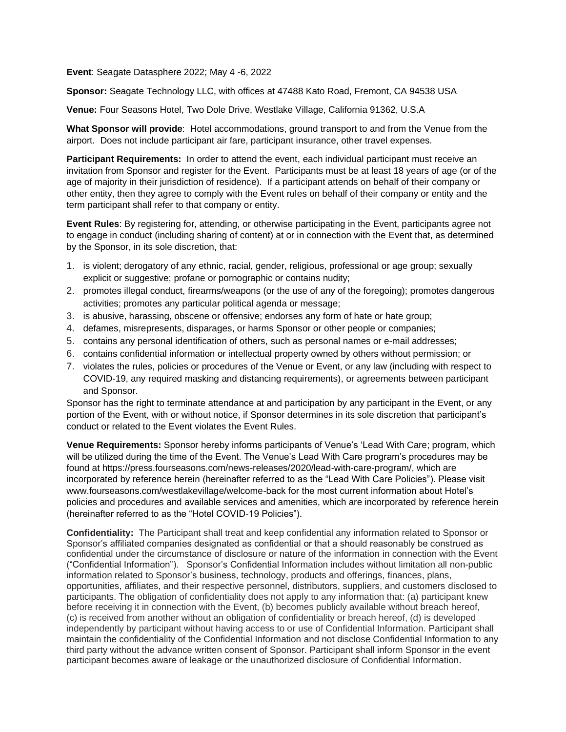**Event**: Seagate Datasphere 2022; May 4 -6, 2022

**Sponsor:** Seagate Technology LLC, with offices at 47488 Kato Road, Fremont, CA 94538 USA

**Venue:** Four Seasons Hotel, Two Dole Drive, Westlake Village, California 91362, U.S.A

**What Sponsor will provide**: Hotel accommodations, ground transport to and from the Venue from the airport. Does not include participant air fare, participant insurance, other travel expenses.

**Participant Requirements:** In order to attend the event, each individual participant must receive an invitation from Sponsor and register for the Event. Participants must be at least 18 years of age (or of the age of majority in their jurisdiction of residence). If a participant attends on behalf of their company or other entity, then they agree to comply with the Event rules on behalf of their company or entity and the term participant shall refer to that company or entity.

**Event Rules**: By registering for, attending, or otherwise participating in the Event, participants agree not to engage in conduct (including sharing of content) at or in connection with the Event that, as determined by the Sponsor, in its sole discretion, that:

1. is violent; derogatory of any ethnic, racial, gender, religious, professional or age group; sexually explicit or suggestive; profane or pornographic or contains nudity;
2. promotes illegal conduct, firearms/weapons (or the use of any of the foregoing); promotes dangerous activities; promotes any particular political agenda or message;
3. is abusive, harassing, obscene or offensive; endorses any form of hate or hate group;
4. defames, misrepresents, disparages, or harms Sponsor or other people or companies;
5. contains any personal identification of others, such as personal names or e-mail addresses;
6. contains confidential information or intellectual property owned by others without permission; or
7. violates the rules, policies or procedures of the Venue or Event, or any law (including with respect to COVID-19, any required masking and distancing requirements), or agreements between participant and Sponsor.

Sponsor has the right to terminate attendance at and participation by any participant in the Event, or any portion of the Event, with or without notice, if Sponsor determines in its sole discretion that participant's conduct or related to the Event violates the Event Rules.

**Venue Requirements:** Sponsor hereby informs participants of Venue's 'Lead With Care; program, which will be utilized during the time of the Event. The Venue's Lead With Care program's procedures may be found at https://press.fourseasons.com/news-releases/2020/lead-with-care-program/, which are incorporated by reference herein (hereinafter referred to as the "Lead With Care Policies"). Please visit www.fourseasons.com/westlakevillage/welcome-back for the most current information about Hotel's policies and procedures and available services and amenities, which are incorporated by reference herein (hereinafter referred to as the "Hotel COVID-19 Policies").

**Confidentiality:** The Participant shall treat and keep confidential any information related to Sponsor or Sponsor's affiliated companies designated as confidential or that a should reasonably be construed as confidential under the circumstance of disclosure or nature of the information in connection with the Event ("Confidential Information"). Sponsor's Confidential Information includes without limitation all non-public information related to Sponsor's business, technology, products and offerings, finances, plans, opportunities, affiliates, and their respective personnel, distributors, suppliers, and customers disclosed to participants. The obligation of confidentiality does not apply to any information that: (a) participant knew before receiving it in connection with the Event, (b) becomes publicly available without breach hereof, (c) is received from another without an obligation of confidentiality or breach hereof, (d) is developed independently by participant without having access to or use of Confidential Information. Participant shall maintain the confidentiality of the Confidential Information and not disclose Confidential Information to any third party without the advance written consent of Sponsor. Participant shall inform Sponsor in the event participant becomes aware of leakage or the unauthorized disclosure of Confidential Information.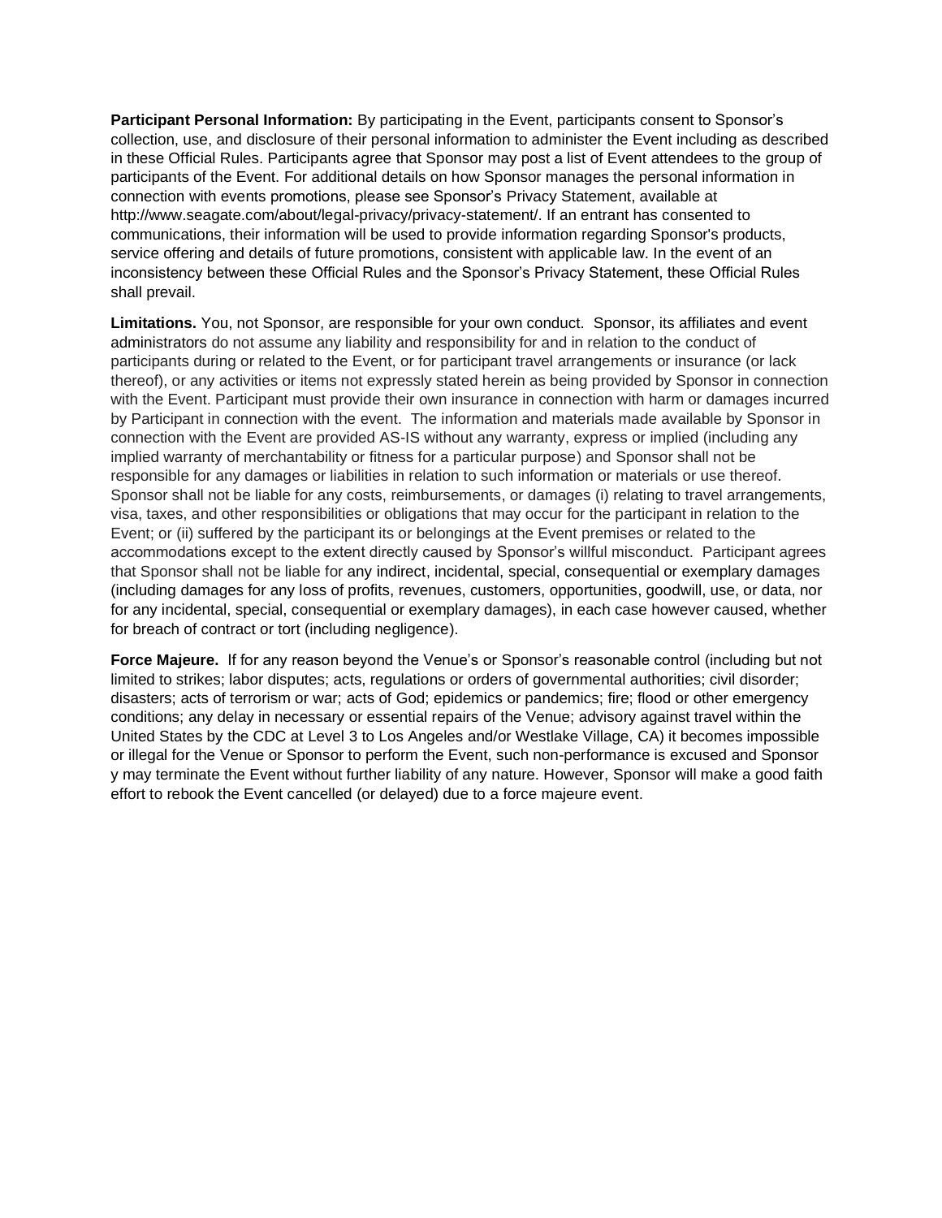**Participant Personal Information:** By participating in the Event, participants consent to Sponsor's collection, use, and disclosure of their personal information to administer the Event including as described in these Official Rules. Participants agree that Sponsor may post a list of Event attendees to the group of participants of the Event. For additional details on how Sponsor manages the personal information in connection with events promotions, please see Sponsor's Privacy Statement, available at http://www.seagate.com/about/legal-privacy/privacy-statement/. If an entrant has consented to communications, their information will be used to provide information regarding Sponsor's products, service offering and details of future promotions, consistent with applicable law. In the event of an inconsistency between these Official Rules and the Sponsor's Privacy Statement, these Official Rules shall prevail.

**Limitations.** You, not Sponsor, are responsible for your own conduct. Sponsor, its affiliates and event administrators do not assume any liability and responsibility for and in relation to the conduct of participants during or related to the Event, or for participant travel arrangements or insurance (or lack thereof), or any activities or items not expressly stated herein as being provided by Sponsor in connection with the Event. Participant must provide their own insurance in connection with harm or damages incurred by Participant in connection with the event. The information and materials made available by Sponsor in connection with the Event are provided AS-IS without any warranty, express or implied (including any implied warranty of merchantability or fitness for a particular purpose) and Sponsor shall not be responsible for any damages or liabilities in relation to such information or materials or use thereof. Sponsor shall not be liable for any costs, reimbursements, or damages (i) relating to travel arrangements, visa, taxes, and other responsibilities or obligations that may occur for the participant in relation to the Event; or (ii) suffered by the participant its or belongings at the Event premises or related to the accommodations except to the extent directly caused by Sponsor's willful misconduct. Participant agrees that Sponsor shall not be liable for any indirect, incidental, special, consequential or exemplary damages (including damages for any loss of profits, revenues, customers, opportunities, goodwill, use, or data, nor for any incidental, special, consequential or exemplary damages), in each case however caused, whether for breach of contract or tort (including negligence).

**Force Majeure.** If for any reason beyond the Venue's or Sponsor's reasonable control (including but not limited to strikes; labor disputes; acts, regulations or orders of governmental authorities; civil disorder; disasters; acts of terrorism or war; acts of God; epidemics or pandemics; fire; flood or other emergency conditions; any delay in necessary or essential repairs of the Venue; advisory against travel within the United States by the CDC at Level 3 to Los Angeles and/or Westlake Village, CA) it becomes impossible or illegal for the Venue or Sponsor to perform the Event, such non-performance is excused and Sponsor y may terminate the Event without further liability of any nature. However, Sponsor will make a good faith effort to rebook the Event cancelled (or delayed) due to a force majeure event.